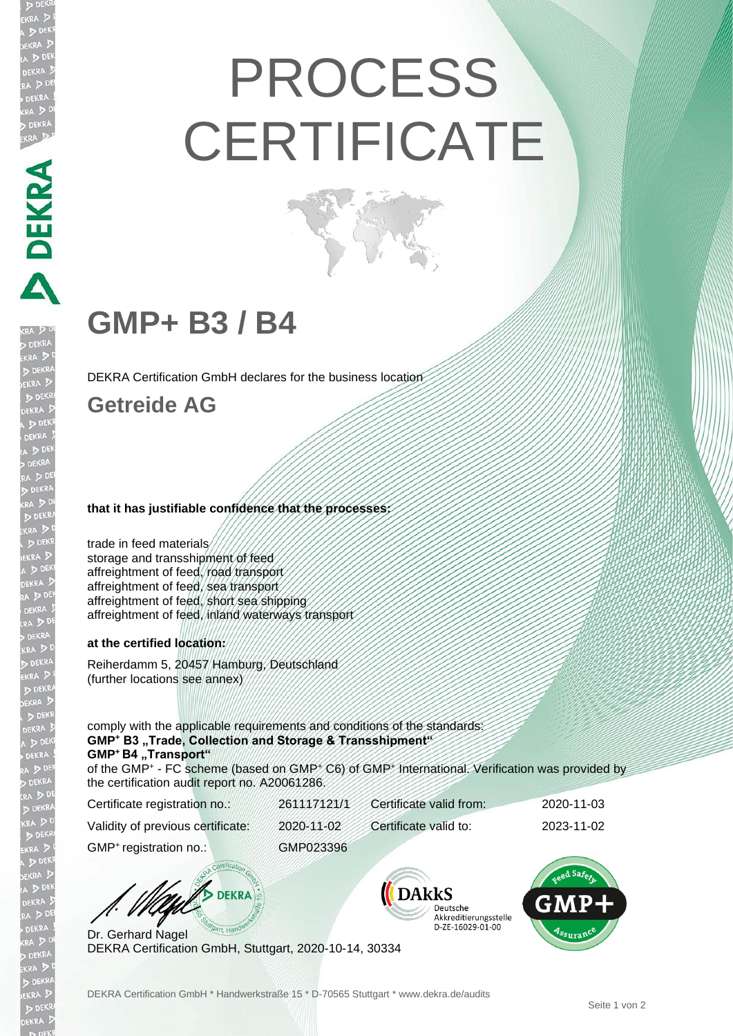# PROCESS CERTIFICATE

## GMP+ B3 / B4

DEKRA Certification GmbH declares for the business location

## Getreide AG

**that it has justifiable confidence that the processes:**

trade in feed materials
storage and transshipment of feed
affreightment of feed, road transport
affreightment of feed, sea transport
affreightment of feed, short sea shipping
affreightment of feed, inland waterways transport

**at the certified location:**

Reiherdamm 5, 20457 Hamburg, Deutschland
(further locations see annex)

comply with the applicable requirements and conditions of the standards:
**GMP+ B3 „Trade, Collection and Storage & Transshipment"**
**GMP+ B4 „Transport"**
of the GMP+ - FC scheme (based on GMP+ C6) of GMP+ International. Verification was provided by the certification audit report no. A20061286.

| | | | |
|---|---|---|---|
| Certificate registration no.: | 261117121/1 | Certificate valid from: | 2020-11-03 |
| Validity of previous certificate: | 2020-11-02 | Certificate valid to: | 2023-11-02 |
| GMP+ registration no.: | GMP023396 | | |

Dr. Gerhard Nagel
DEKRA Certification GmbH, Stuttgart, 2020-10-14, 30334

DAkkS Deutsche Akkreditierungsstelle D-ZE-16029-01-00

DEKRA Certification GmbH * Handwerkstraße 15 * D-70565 Stuttgart * www.dekra.de/audits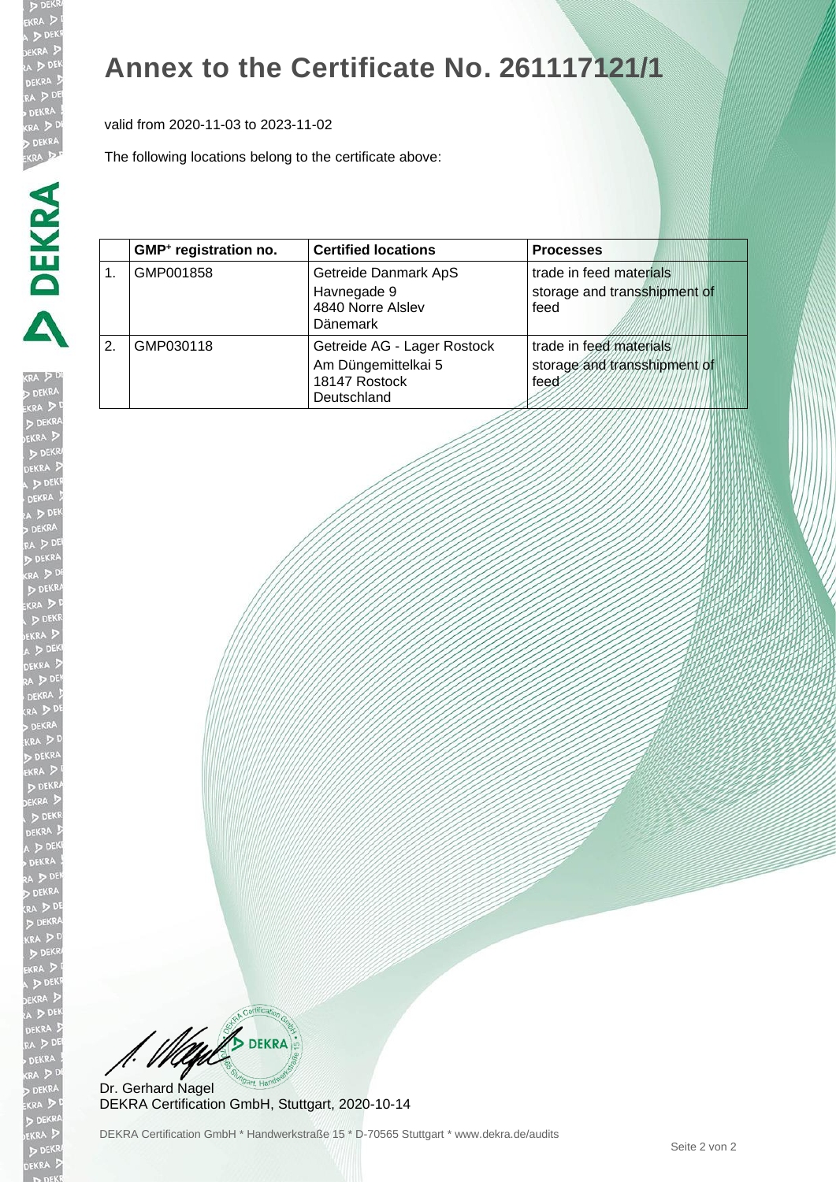# Annex to the Certificate No. 261117121/1

valid from 2020-11-03 to 2023-11-02

The following locations belong to the certificate above:

| | GMP⁺ registration no. | Certified locations | Processes |
|---|---|---|---|
| 1. | GMP001858 | Getreide Danmark ApS<br>Havnegade 9<br>4840 Norre Alslev<br>Dänemark | trade in feed materials<br>storage and transshipment of feed |
| 2. | GMP030118 | Getreide AG - Lager Rostock<br>Am Düngemittelkai 5<br>18147 Rostock<br>Deutschland | trade in feed materials<br>storage and transshipment of feed |

Dr. Gerhard Nagel
DEKRA Certification GmbH, Stuttgart, 2020-10-14

DEKRA Certification GmbH * Handwerkstraße 15 * D-70565 Stuttgart * www.dekra.de/audits